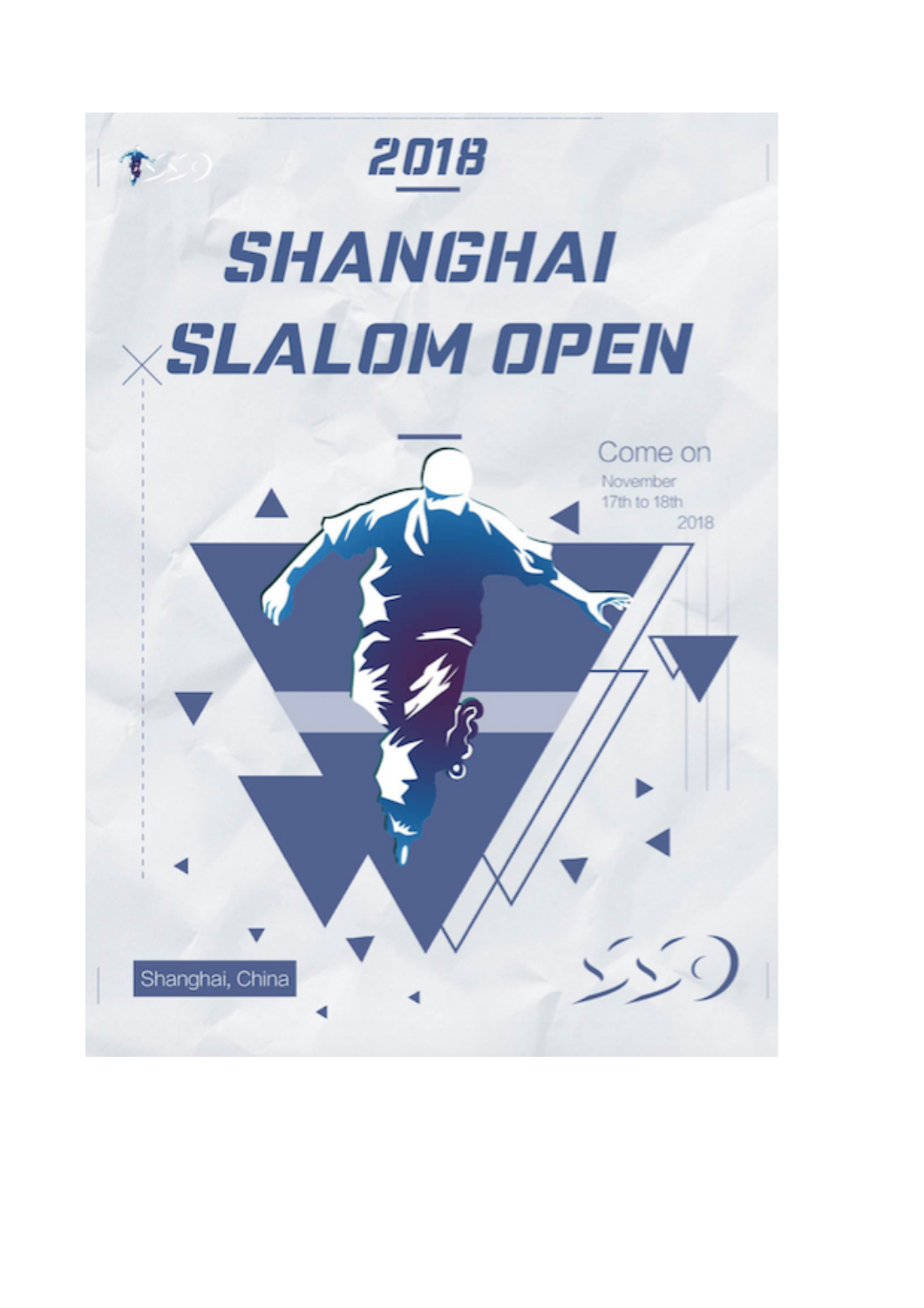# 2018

# SHANGHAI SLALOM OPEN

Come on

November 17th to 18th 2018

Shanghai, China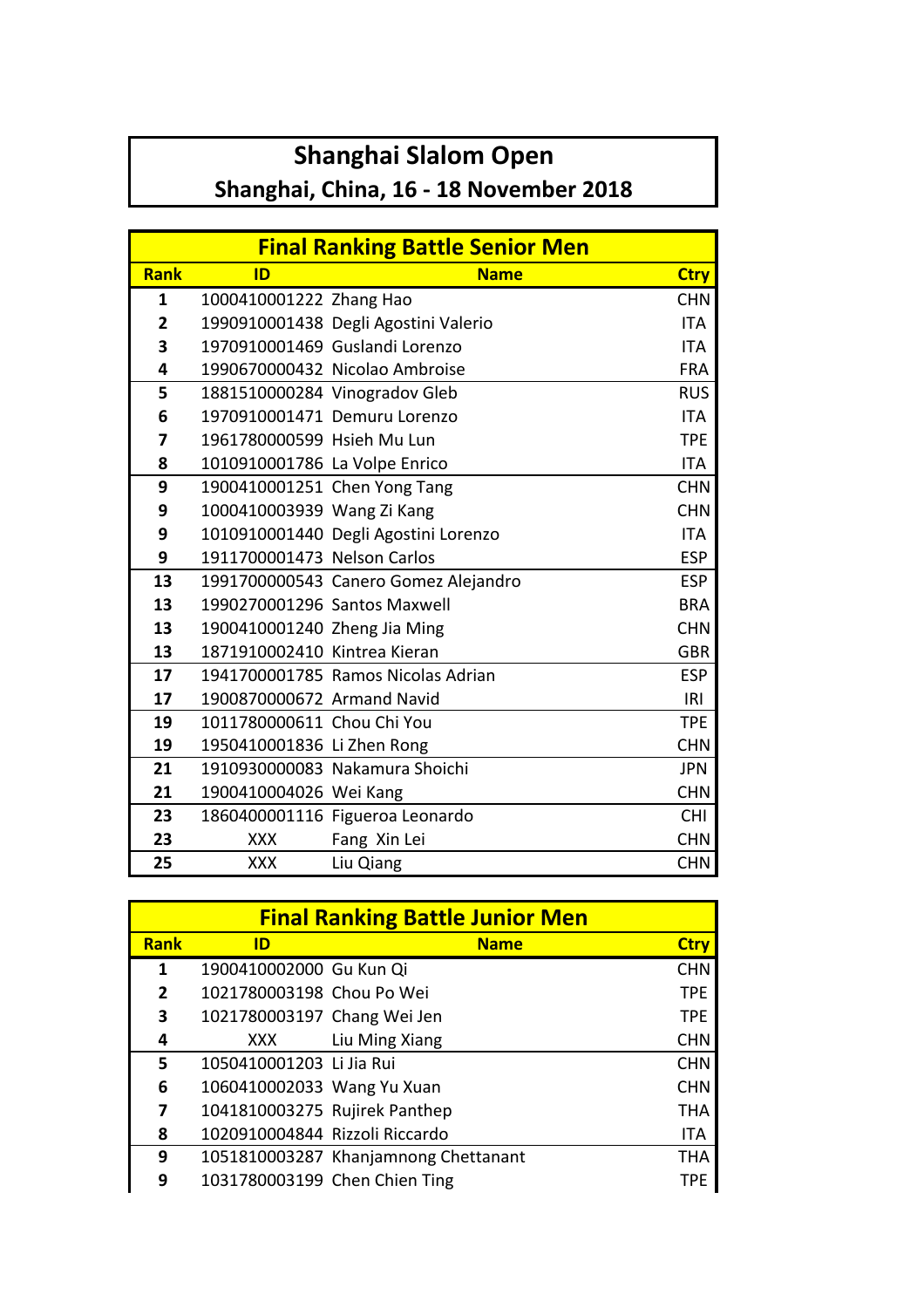# Shanghai Slalom Open

## Shanghai, China, 16 - 18 November 2018

### Final Ranking Battle Senior Men

| Rank | ID | Name | Ctry |
|---|---|---|---|
| 1 | 1000410001222 | Zhang Hao | CHN |
| 2 | 1990910001438 | Degli Agostini Valerio | ITA |
| 3 | 1970910001469 | Guslandi Lorenzo | ITA |
| 4 | 1990670000432 | Nicolao Ambroise | FRA |
| 5 | 1881510000284 | Vinogradov Gleb | RUS |
| 6 | 1970910001471 | Demuru Lorenzo | ITA |
| 7 | 1961780000599 | Hsieh Mu Lun | TPE |
| 8 | 1010910001786 | La Volpe Enrico | ITA |
| 9 | 1900410001251 | Chen Yong Tang | CHN |
| 9 | 1000410003939 | Wang Zi Kang | CHN |
| 9 | 1010910001440 | Degli Agostini Lorenzo | ITA |
| 9 | 1911700001473 | Nelson Carlos | ESP |
| 13 | 1991700000543 | Canero Gomez Alejandro | ESP |
| 13 | 1990270001296 | Santos Maxwell | BRA |
| 13 | 1900410001240 | Zheng Jia Ming | CHN |
| 13 | 1871910002410 | Kintrea Kieran | GBR |
| 17 | 1941700001785 | Ramos Nicolas Adrian | ESP |
| 17 | 1900870000672 | Armand Navid | IRI |
| 19 | 1011780000611 | Chou Chi You | TPE |
| 19 | 1950410001836 | Li Zhen Rong | CHN |
| 21 | 1910930000083 | Nakamura Shoichi | JPN |
| 21 | 1900410004026 | Wei Kang | CHN |
| 23 | 1860400001116 | Figueroa Leonardo | CHI |
| 23 | XXX | Fang Xin Lei | CHN |
| 25 | XXX | Liu Qiang | CHN |

### Final Ranking Battle Junior Men

| Rank | ID | Name | Ctry |
|---|---|---|---|
| 1 | 1900410002000 | Gu Kun Qi | CHN |
| 2 | 1021780003198 | Chou Po Wei | TPE |
| 3 | 1021780003197 | Chang Wei Jen | TPE |
| 4 | XXX | Liu Ming Xiang | CHN |
| 5 | 1050410001203 | Li Jia Rui | CHN |
| 6 | 1060410002033 | Wang Yu Xuan | CHN |
| 7 | 1041810003275 | Rujirek Panthep | THA |
| 8 | 1020910004844 | Rizzoli Riccardo | ITA |
| 9 | 1051810003287 | Khanjamnong Chettanant | THA |
| 9 | 1031780003199 | Chen Chien Ting | TPE |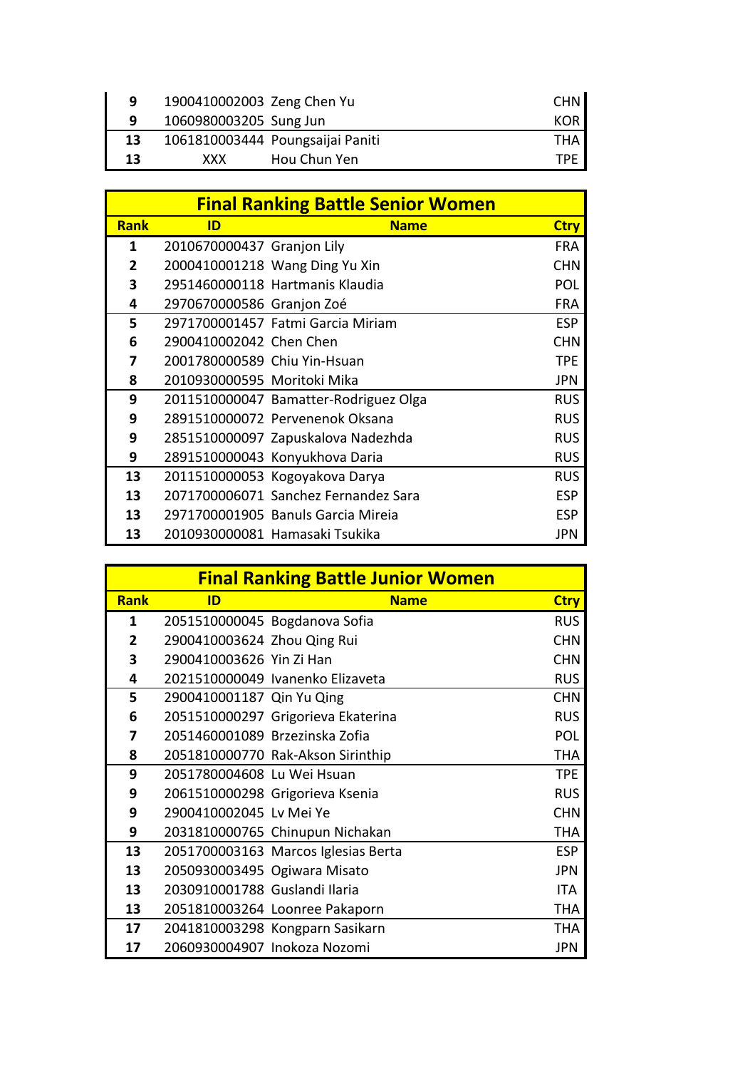| Rank | ID | Name | Ctry |
|---|---|---|---|
| 9 | 1900410002003 | Zeng Chen Yu | CHN |
| 9 | 1060980003205 | Sung Jun | KOR |
| 13 | 1061810003444 | Poungsaijai Paniti | THA |
| 13 | XXX | Hou Chun Yen | TPE |

## Final Ranking Battle Senior Women

| Rank | ID | Name | Ctry |
|---|---|---|---|
| 1 | 2010670000437 | Granjon Lily | FRA |
| 2 | 2000410001218 | Wang Ding Yu Xin | CHN |
| 3 | 2951460000118 | Hartmanis Klaudia | POL |
| 4 | 2970670000586 | Granjon Zoé | FRA |
| 5 | 2971700001457 | Fatmi Garcia Miriam | ESP |
| 6 | 2900410002042 | Chen Chen | CHN |
| 7 | 2001780000589 | Chiu Yin-Hsuan | TPE |
| 8 | 2010930000595 | Moritoki Mika | JPN |
| 9 | 2011510000047 | Bamatter-Rodriguez Olga | RUS |
| 9 | 2891510000072 | Pervenenok Oksana | RUS |
| 9 | 2851510000097 | Zapuskalova Nadezhda | RUS |
| 9 | 2891510000043 | Konyukhova Daria | RUS |
| 13 | 2011510000053 | Kogoyakova Darya | RUS |
| 13 | 2071700006071 | Sanchez Fernandez Sara | ESP |
| 13 | 2971700001905 | Banuls Garcia Mireia | ESP |
| 13 | 2010930000081 | Hamasaki Tsukika | JPN |

## Final Ranking Battle Junior Women

| Rank | ID | Name | Ctry |
|---|---|---|---|
| 1 | 2051510000045 | Bogdanova Sofia | RUS |
| 2 | 2900410003624 | Zhou Qing Rui | CHN |
| 3 | 2900410003626 | Yin Zi Han | CHN |
| 4 | 2021510000049 | Ivanenko Elizaveta | RUS |
| 5 | 2900410001187 | Qin Yu Qing | CHN |
| 6 | 2051510000297 | Grigorieva Ekaterina | RUS |
| 7 | 2051460001089 | Brzezinska Zofia | POL |
| 8 | 2051810000770 | Rak-Akson Sirinthip | THA |
| 9 | 2051780004608 | Lu Wei Hsuan | TPE |
| 9 | 2061510000298 | Grigorieva Ksenia | RUS |
| 9 | 2900410002045 | Lv Mei Ye | CHN |
| 9 | 2031810000765 | Chinupun Nichakan | THA |
| 13 | 2051700003163 | Marcos Iglesias Berta | ESP |
| 13 | 2050930003495 | Ogiwara Misato | JPN |
| 13 | 2030910001788 | Guslandi Ilaria | ITA |
| 13 | 2051810003264 | Loonree Pakaporn | THA |
| 17 | 2041810003298 | Kongparn Sasikarn | THA |
| 17 | 2060930004907 | Inokoza Nozomi | JPN |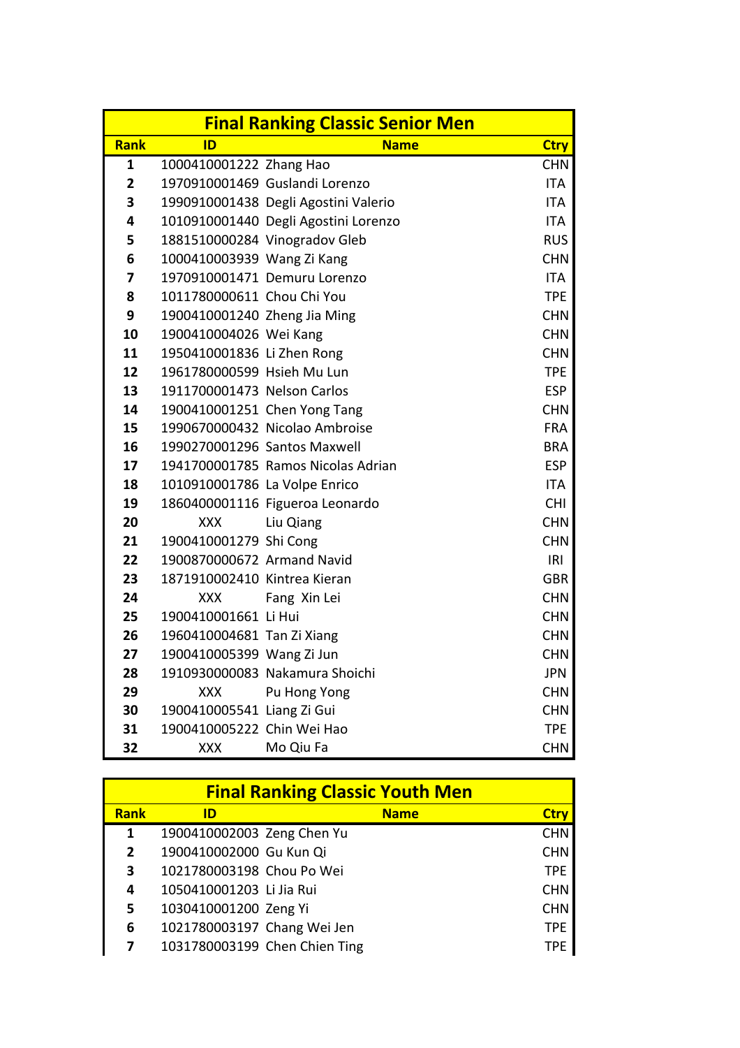## Final Ranking Classic Senior Men

| Rank | ID | Name | Ctry |
|---|---|---|---|
| 1 | 1000410001222 | Zhang Hao | CHN |
| 2 | 1970910001469 | Guslandi Lorenzo | ITA |
| 3 | 1990910001438 | Degli Agostini Valerio | ITA |
| 4 | 1010910001440 | Degli Agostini Lorenzo | ITA |
| 5 | 1881510000284 | Vinogradov Gleb | RUS |
| 6 | 1000410003939 | Wang Zi Kang | CHN |
| 7 | 1970910001471 | Demuru Lorenzo | ITA |
| 8 | 1011780000611 | Chou Chi You | TPE |
| 9 | 1900410001240 | Zheng Jia Ming | CHN |
| 10 | 1900410004026 | Wei Kang | CHN |
| 11 | 1950410001836 | Li Zhen Rong | CHN |
| 12 | 1961780000599 | Hsieh Mu Lun | TPE |
| 13 | 1911700001473 | Nelson Carlos | ESP |
| 14 | 1900410001251 | Chen Yong Tang | CHN |
| 15 | 1990670000432 | Nicolao Ambroise | FRA |
| 16 | 1990270001296 | Santos Maxwell | BRA |
| 17 | 1941700001785 | Ramos Nicolas Adrian | ESP |
| 18 | 1010910001786 | La Volpe Enrico | ITA |
| 19 | 1860400001116 | Figueroa Leonardo | CHI |
| 20 | XXX | Liu Qiang | CHN |
| 21 | 1900410001279 | Shi Cong | CHN |
| 22 | 1900870000672 | Armand Navid | IRI |
| 23 | 1871910002410 | Kintrea Kieran | GBR |
| 24 | XXX | Fang Xin Lei | CHN |
| 25 | 1900410001661 | Li Hui | CHN |
| 26 | 1960410004681 | Tan Zi Xiang | CHN |
| 27 | 1900410005399 | Wang Zi Jun | CHN |
| 28 | 1910930000083 | Nakamura Shoichi | JPN |
| 29 | XXX | Pu Hong Yong | CHN |
| 30 | 1900410005541 | Liang Zi Gui | CHN |
| 31 | 1900410005222 | Chin Wei Hao | TPE |
| 32 | XXX | Mo Qiu Fa | CHN |

## Final Ranking Classic Youth Men

| Rank | ID | Name | Ctry |
|---|---|---|---|
| 1 | 1900410002003 | Zeng Chen Yu | CHN |
| 2 | 1900410002000 | Gu Kun Qi | CHN |
| 3 | 1021780003198 | Chou Po Wei | TPE |
| 4 | 1050410001203 | Li Jia Rui | CHN |
| 5 | 1030410001200 | Zeng Yi | CHN |
| 6 | 1021780003197 | Chang Wei Jen | TPE |
| 7 | 1031780003199 | Chen Chien Ting | TPE |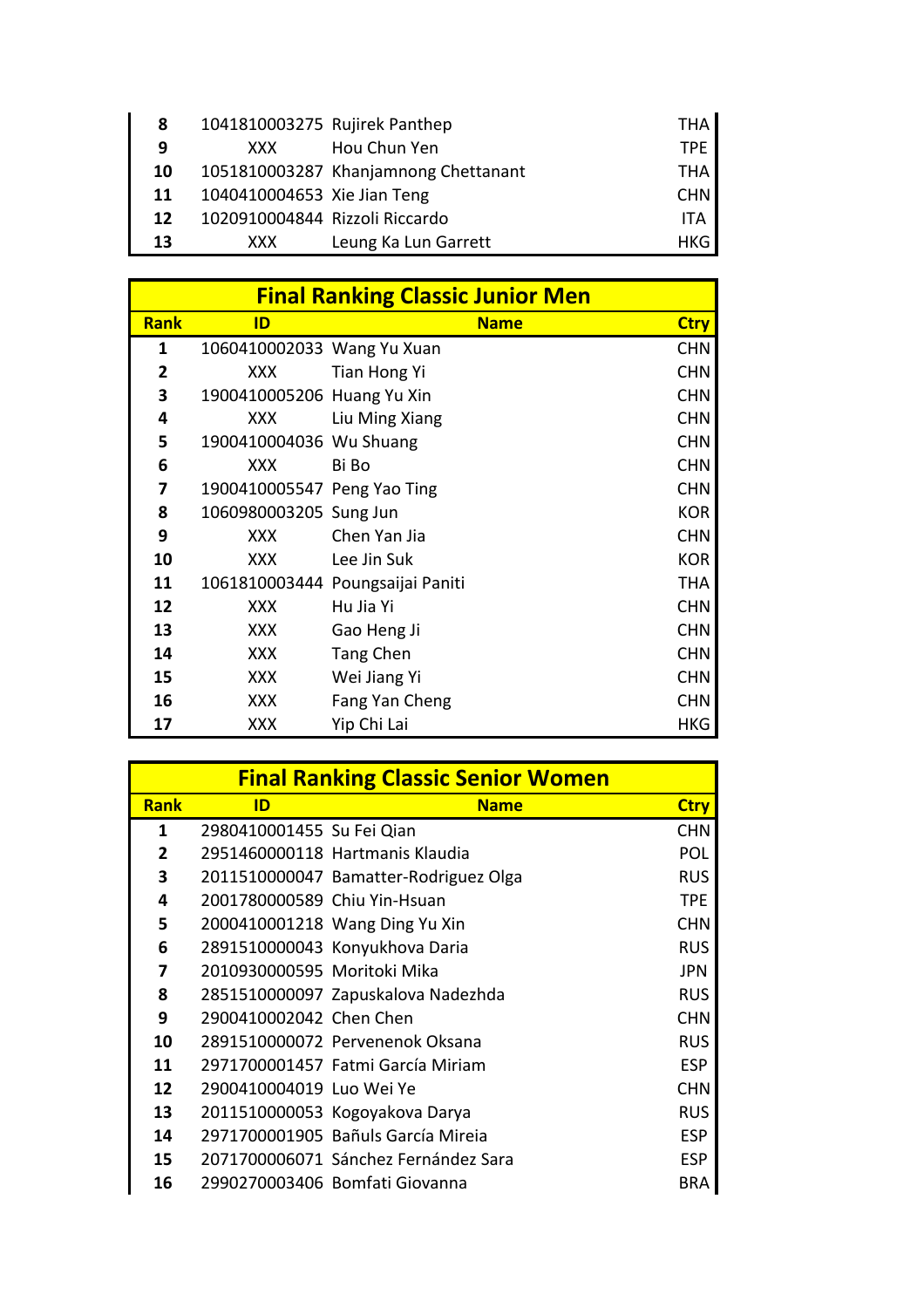| Rank | ID | Name | Ctry |
|---|---|---|---|
| 8 | 1041810003275 | Rujirek Panthep | THA |
| 9 | XXX | Hou Chun Yen | TPE |
| 10 | 1051810003287 | Khanjamnong Chettanant | THA |
| 11 | 1040410004653 | Xie Jian Teng | CHN |
| 12 | 1020910004844 | Rizzoli Riccardo | ITA |
| 13 | XXX | Leung Ka Lun Garrett | HKG |

## Final Ranking Classic Junior Men

| Rank | ID | Name | Ctry |
|---|---|---|---|
| 1 | 1060410002033 | Wang Yu Xuan | CHN |
| 2 | XXX | Tian Hong Yi | CHN |
| 3 | 1900410005206 | Huang Yu Xin | CHN |
| 4 | XXX | Liu Ming Xiang | CHN |
| 5 | 1900410004036 | Wu Shuang | CHN |
| 6 | XXX | Bi Bo | CHN |
| 7 | 1900410005547 | Peng Yao Ting | CHN |
| 8 | 1060980003205 | Sung Jun | KOR |
| 9 | XXX | Chen Yan Jia | CHN |
| 10 | XXX | Lee Jin Suk | KOR |
| 11 | 1061810003444 | Poungsaijai Paniti | THA |
| 12 | XXX | Hu Jia Yi | CHN |
| 13 | XXX | Gao Heng Ji | CHN |
| 14 | XXX | Tang Chen | CHN |
| 15 | XXX | Wei Jiang Yi | CHN |
| 16 | XXX | Fang Yan Cheng | CHN |
| 17 | XXX | Yip Chi Lai | HKG |

## Final Ranking Classic Senior Women

| Rank | ID | Name | Ctry |
|---|---|---|---|
| 1 | 2980410001455 | Su Fei Qian | CHN |
| 2 | 2951460000118 | Hartmanis Klaudia | POL |
| 3 | 2011510000047 | Bamatter-Rodriguez Olga | RUS |
| 4 | 2001780000589 | Chiu Yin-Hsuan | TPE |
| 5 | 2000410001218 | Wang Ding Yu Xin | CHN |
| 6 | 2891510000043 | Konyukhova Daria | RUS |
| 7 | 2010930000595 | Moritoki Mika | JPN |
| 8 | 2851510000097 | Zapuskalova Nadezhda | RUS |
| 9 | 2900410002042 | Chen Chen | CHN |
| 10 | 2891510000072 | Pervenenok Oksana | RUS |
| 11 | 2971700001457 | Fatmi García Miriam | ESP |
| 12 | 2900410004019 | Luo Wei Ye | CHN |
| 13 | 2011510000053 | Kogoyakova Darya | RUS |
| 14 | 2971700001905 | Bañuls García Mireia | ESP |
| 15 | 2071700006071 | Sánchez Fernández Sara | ESP |
| 16 | 2990270003406 | Bomfati Giovanna | BRA |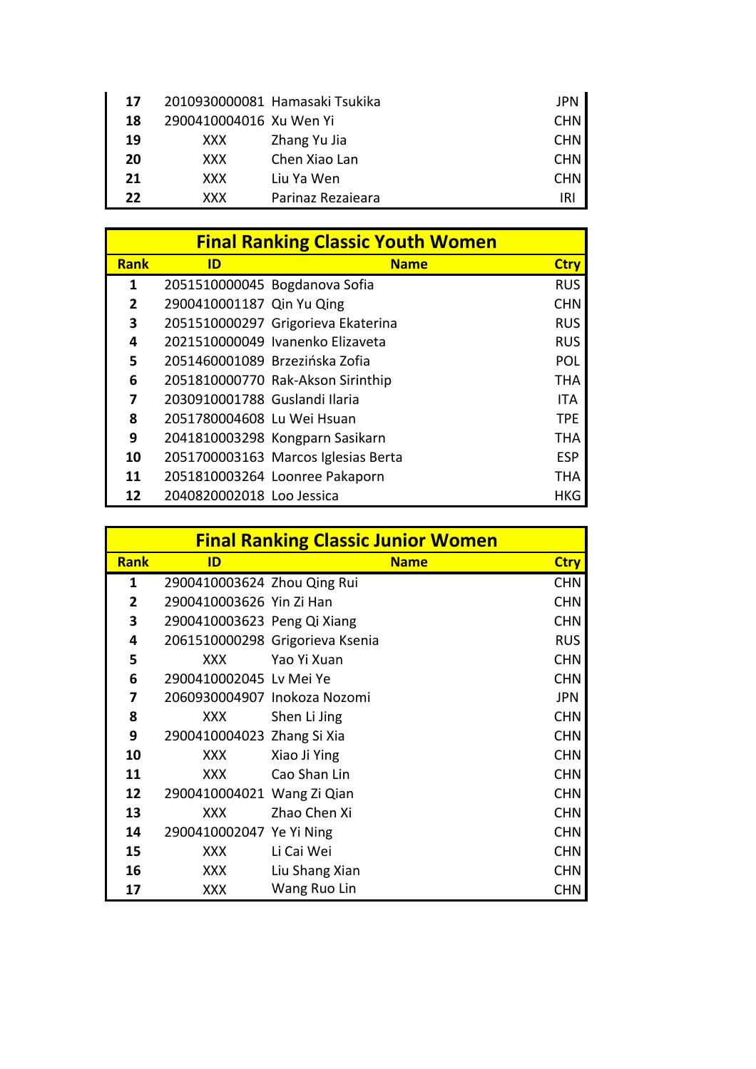| | | | |
|---|---|---|---|
| 17 | 2010930000081 | Hamasaki Tsukika | JPN |
| 18 | 2900410004016 | Xu Wen Yi | CHN |
| 19 | XXX | Zhang Yu Jia | CHN |
| 20 | XXX | Chen Xiao Lan | CHN |
| 21 | XXX | Liu Ya Wen | CHN |
| 22 | XXX | Parinaz Rezaieara | IRI |

## Final Ranking Classic Youth Women

| Rank | ID | Name | Ctry |
|---|---|---|---|
| 1 | 2051510000045 | Bogdanova Sofia | RUS |
| 2 | 2900410001187 | Qin Yu Qing | CHN |
| 3 | 2051510000297 | Grigorieva Ekaterina | RUS |
| 4 | 2021510000049 | Ivanenko Elizaveta | RUS |
| 5 | 2051460001089 | Brzezińska Zofia | POL |
| 6 | 2051810000770 | Rak-Akson Sirinthip | THA |
| 7 | 2030910001788 | Guslandi Ilaria | ITA |
| 8 | 2051780004608 | Lu Wei Hsuan | TPE |
| 9 | 2041810003298 | Kongparn Sasikarn | THA |
| 10 | 2051700003163 | Marcos Iglesias Berta | ESP |
| 11 | 2051810003264 | Loonree Pakaporn | THA |
| 12 | 2040820002018 | Loo Jessica | HKG |

## Final Ranking Classic Junior Women

| Rank | ID | Name | Ctry |
|---|---|---|---|
| 1 | 2900410003624 | Zhou Qing Rui | CHN |
| 2 | 2900410003626 | Yin Zi Han | CHN |
| 3 | 2900410003623 | Peng Qi Xiang | CHN |
| 4 | 2061510000298 | Grigorieva Ksenia | RUS |
| 5 | XXX | Yao Yi Xuan | CHN |
| 6 | 2900410002045 | Lv Mei Ye | CHN |
| 7 | 2060930004907 | Inokoza Nozomi | JPN |
| 8 | XXX | Shen Li Jing | CHN |
| 9 | 2900410004023 | Zhang Si Xia | CHN |
| 10 | XXX | Xiao Ji Ying | CHN |
| 11 | XXX | Cao Shan Lin | CHN |
| 12 | 2900410004021 | Wang Zi Qian | CHN |
| 13 | XXX | Zhao Chen Xi | CHN |
| 14 | 2900410002047 | Ye Yi Ning | CHN |
| 15 | XXX | Li Cai Wei | CHN |
| 16 | XXX | Liu Shang Xian | CHN |
| 17 | XXX | Wang Ruo Lin | CHN |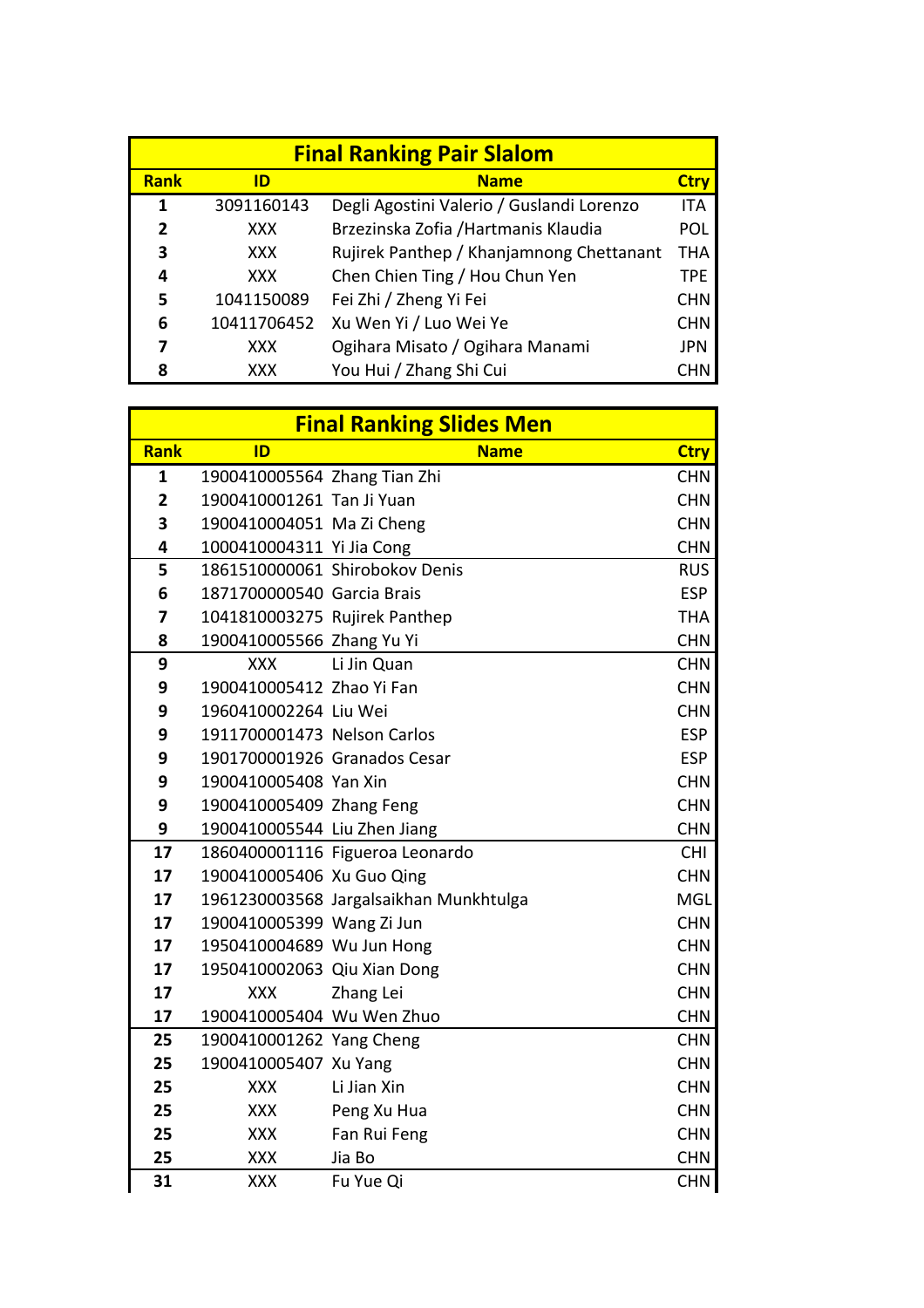## Final Ranking Pair Slalom

| Rank | ID | Name | Ctry |
|---|---|---|---|
| 1 | 3091160143 | Degli Agostini Valerio / Guslandi Lorenzo | ITA |
| 2 | XXX | Brzezinska Zofia /Hartmanis Klaudia | POL |
| 3 | XXX | Rujirek Panthep / Khanjamnong Chettanant | THA |
| 4 | XXX | Chen Chien Ting / Hou Chun Yen | TPE |
| 5 | 1041150089 | Fei Zhi / Zheng Yi Fei | CHN |
| 6 | 10411706452 | Xu Wen Yi / Luo Wei Ye | CHN |
| 7 | XXX | Ogihara Misato / Ogihara Manami | JPN |
| 8 | XXX | You Hui / Zhang Shi Cui | CHN |

## Final Ranking Slides Men

| Rank | ID | Name | Ctry |
|---|---|---|---|
| 1 | 1900410005564 | Zhang Tian Zhi | CHN |
| 2 | 1900410001261 | Tan Ji Yuan | CHN |
| 3 | 1900410004051 | Ma Zi Cheng | CHN |
| 4 | 1000410004311 | Yi Jia Cong | CHN |
| 5 | 1861510000061 | Shirobokov Denis | RUS |
| 6 | 1871700000540 | Garcia Brais | ESP |
| 7 | 1041810003275 | Rujirek Panthep | THA |
| 8 | 1900410005566 | Zhang Yu Yi | CHN |
| 9 | XXX | Li Jin Quan | CHN |
| 9 | 1900410005412 | Zhao Yi Fan | CHN |
| 9 | 1960410002264 | Liu Wei | CHN |
| 9 | 1911700001473 | Nelson Carlos | ESP |
| 9 | 1901700001926 | Granados Cesar | ESP |
| 9 | 1900410005408 | Yan Xin | CHN |
| 9 | 1900410005409 | Zhang Feng | CHN |
| 9 | 1900410005544 | Liu Zhen Jiang | CHN |
| 17 | 1860400001116 | Figueroa Leonardo | CHI |
| 17 | 1900410005406 | Xu Guo Qing | CHN |
| 17 | 1961230003568 | Jargalsaikhan Munkhtulga | MGL |
| 17 | 1900410005399 | Wang Zi Jun | CHN |
| 17 | 1950410004689 | Wu Jun Hong | CHN |
| 17 | 1950410002063 | Qiu Xian Dong | CHN |
| 17 | XXX | Zhang Lei | CHN |
| 17 | 1900410005404 | Wu Wen Zhuo | CHN |
| 25 | 1900410001262 | Yang Cheng | CHN |
| 25 | 1900410005407 | Xu Yang | CHN |
| 25 | XXX | Li Jian Xin | CHN |
| 25 | XXX | Peng Xu Hua | CHN |
| 25 | XXX | Fan Rui Feng | CHN |
| 25 | XXX | Jia Bo | CHN |
| 31 | XXX | Fu Yue Qi | CHN |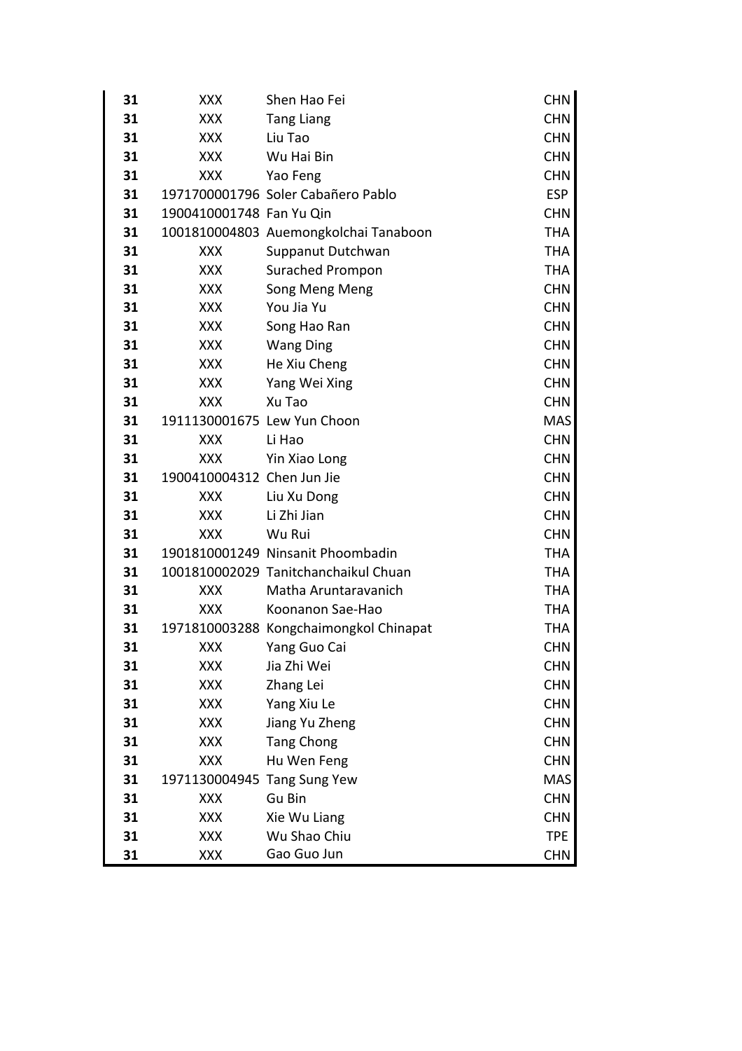| | | | |
|---|---|---|---|
| **31** | XXX | Shen Hao Fei | CHN |
| **31** | XXX | Tang Liang | CHN |
| **31** | XXX | Liu Tao | CHN |
| **31** | XXX | Wu Hai Bin | CHN |
| **31** | XXX | Yao Feng | CHN |
| **31** | 1971700001796 | Soler Cabañero Pablo | ESP |
| **31** | 1900410001748 | Fan Yu Qin | CHN |
| **31** | 1001810004803 | Auemongkolchai Tanaboon | THA |
| **31** | XXX | Suppanut Dutchwan | THA |
| **31** | XXX | Surached Prompon | THA |
| **31** | XXX | Song Meng Meng | CHN |
| **31** | XXX | You Jia Yu | CHN |
| **31** | XXX | Song Hao Ran | CHN |
| **31** | XXX | Wang Ding | CHN |
| **31** | XXX | He Xiu Cheng | CHN |
| **31** | XXX | Yang Wei Xing | CHN |
| **31** | XXX | Xu Tao | CHN |
| **31** | 1911130001675 | Lew Yun Choon | MAS |
| **31** | XXX | Li Hao | CHN |
| **31** | XXX | Yin Xiao Long | CHN |
| **31** | 1900410004312 | Chen Jun Jie | CHN |
| **31** | XXX | Liu Xu Dong | CHN |
| **31** | XXX | Li Zhi Jian | CHN |
| **31** | XXX | Wu Rui | CHN |
| **31** | 1901810001249 | Ninsanit Phoombadin | THA |
| **31** | 1001810002029 | Tanitchanchaikul Chuan | THA |
| **31** | XXX | Matha Aruntaravanich | THA |
| **31** | XXX | Koonanon Sae-Hao | THA |
| **31** | 1971810003288 | Kongchaimongkol Chinapat | THA |
| **31** | XXX | Yang Guo Cai | CHN |
| **31** | XXX | Jia Zhi Wei | CHN |
| **31** | XXX | Zhang Lei | CHN |
| **31** | XXX | Yang Xiu Le | CHN |
| **31** | XXX | Jiang Yu Zheng | CHN |
| **31** | XXX | Tang Chong | CHN |
| **31** | XXX | Hu Wen Feng | CHN |
| **31** | 1971130004945 | Tang Sung Yew | MAS |
| **31** | XXX | Gu Bin | CHN |
| **31** | XXX | Xie Wu Liang | CHN |
| **31** | XXX | Wu Shao Chiu | TPE |
| **31** | XXX | Gao Guo Jun | CHN |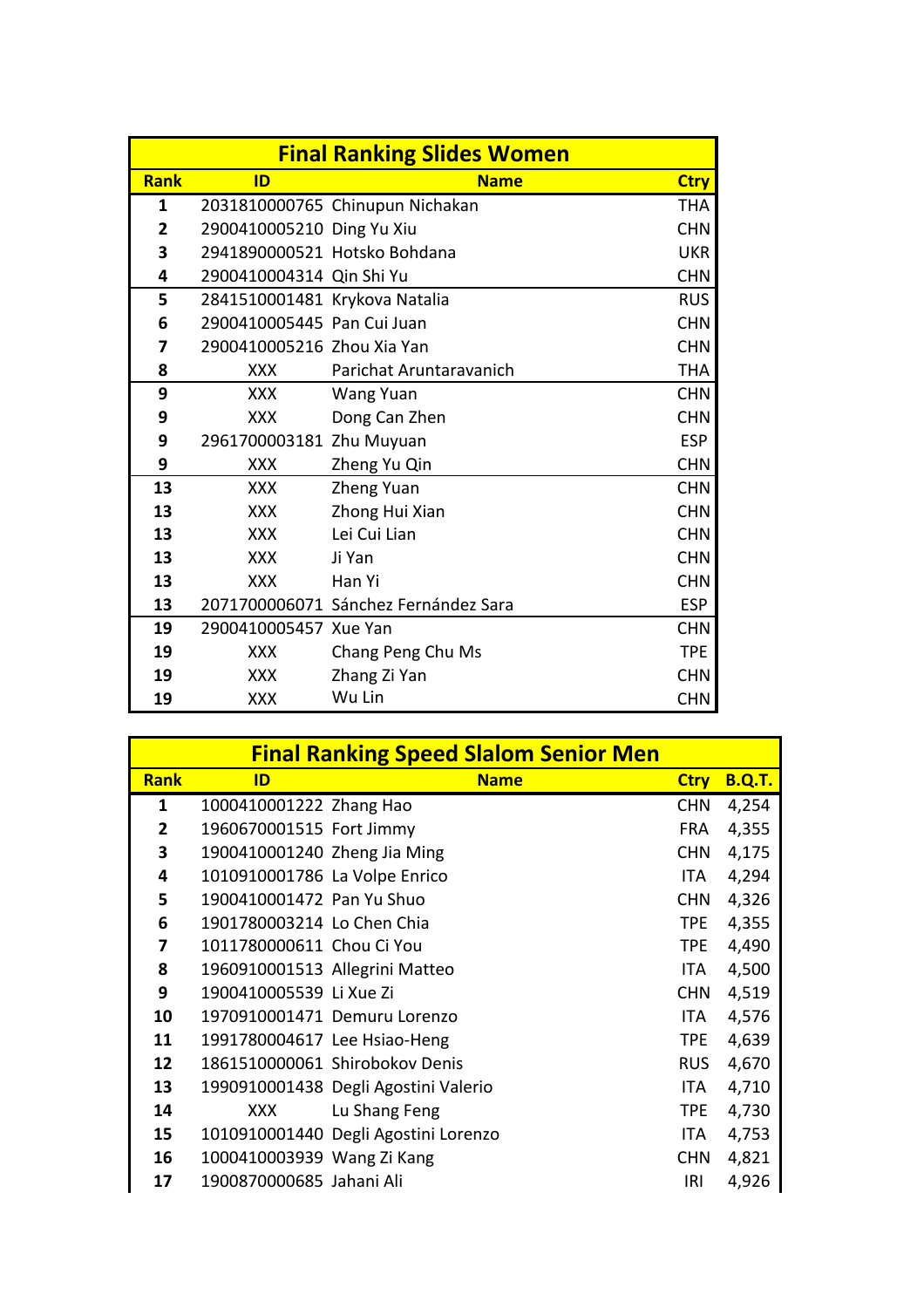| Final Ranking Slides Women | | | |
|---|---|---|---|
| **Rank** | **ID** | **Name** | **Ctry** |
| **1** | 2031810000765 | Chinupun Nichakan | THA |
| **2** | 2900410005210 | Ding Yu Xiu | CHN |
| **3** | 2941890000521 | Hotsko Bohdana | UKR |
| **4** | 2900410004314 | Qin Shi Yu | CHN |
| **5** | 2841510001481 | Krykova Natalia | RUS |
| **6** | 2900410005445 | Pan Cui Juan | CHN |
| **7** | 2900410005216 | Zhou Xia Yan | CHN |
| **8** | XXX | Parichat Aruntaravanich | THA |
| **9** | XXX | Wang Yuan | CHN |
| **9** | XXX | Dong Can Zhen | CHN |
| **9** | 2961700003181 | Zhu Muyuan | ESP |
| **9** | XXX | Zheng Yu Qin | CHN |
| **13** | XXX | Zheng Yuan | CHN |
| **13** | XXX | Zhong Hui Xian | CHN |
| **13** | XXX | Lei Cui Lian | CHN |
| **13** | XXX | Ji Yan | CHN |
| **13** | XXX | Han Yi | CHN |
| **13** | 2071700006071 | Sánchez Fernández Sara | ESP |
| **19** | 2900410005457 | Xue Yan | CHN |
| **19** | XXX | Chang Peng Chu Ms | TPE |
| **19** | XXX | Zhang Zi Yan | CHN |
| **19** | XXX | Wu Lin | CHN |

| Final Ranking Speed Slalom Senior Men | | | | |
|---|---|---|---|---|
| **Rank** | **ID** | **Name** | **Ctry** | **B.Q.T.** |
| **1** | 1000410001222 | Zhang Hao | CHN | 4,254 |
| **2** | 1960670001515 | Fort Jimmy | FRA | 4,355 |
| **3** | 1900410001240 | Zheng Jia Ming | CHN | 4,175 |
| **4** | 1010910001786 | La Volpe Enrico | ITA | 4,294 |
| **5** | 1900410001472 | Pan Yu Shuo | CHN | 4,326 |
| **6** | 1901780003214 | Lo Chen Chia | TPE | 4,355 |
| **7** | 1011780000611 | Chou Ci You | TPE | 4,490 |
| **8** | 1960910001513 | Allegrini Matteo | ITA | 4,500 |
| **9** | 1900410005539 | Li Xue Zi | CHN | 4,519 |
| **10** | 1970910001471 | Demuru Lorenzo | ITA | 4,576 |
| **11** | 1991780004617 | Lee Hsiao-Heng | TPE | 4,639 |
| **12** | 1861510000061 | Shirobokov Denis | RUS | 4,670 |
| **13** | 1990910001438 | Degli Agostini Valerio | ITA | 4,710 |
| **14** | XXX | Lu Shang Feng | TPE | 4,730 |
| **15** | 1010910001440 | Degli Agostini Lorenzo | ITA | 4,753 |
| **16** | 1000410003939 | Wang Zi Kang | CHN | 4,821 |
| **17** | 1900870000685 | Jahani Ali | IRI | 4,926 |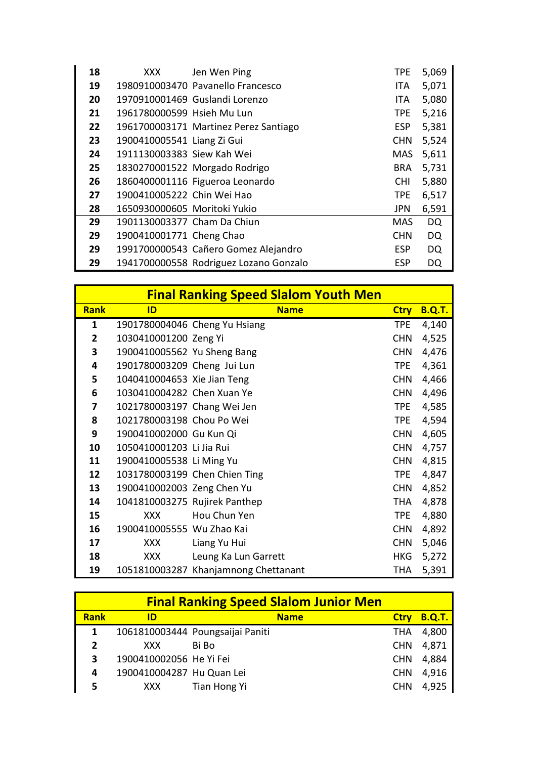| Rank | ID | Name | Ctry | B.Q.T. |
|---|---|---|---|---|
| 18 | XXX | Jen Wen Ping | TPE | 5,069 |
| 19 | 1980910003470 | Pavanello Francesco | ITA | 5,071 |
| 20 | 1970910001469 | Guslandi Lorenzo | ITA | 5,080 |
| 21 | 1961780000599 | Hsieh Mu Lun | TPE | 5,216 |
| 22 | 1961700003171 | Martinez Perez Santiago | ESP | 5,381 |
| 23 | 1900410005541 | Liang Zi Gui | CHN | 5,524 |
| 24 | 1911130003383 | Siew Kah Wei | MAS | 5,611 |
| 25 | 1830270001522 | Morgado Rodrigo | BRA | 5,731 |
| 26 | 1860400001116 | Figueroa Leonardo | CHI | 5,880 |
| 27 | 1900410005222 | Chin Wei Hao | TPE | 6,517 |
| 28 | 1650930000605 | Moritoki Yukio | JPN | 6,591 |
| 29 | 1901130003377 | Cham Da Chiun | MAS | DQ |
| 29 | 1900410001771 | Cheng Chao | CHN | DQ |
| 29 | 1991700000543 | Cañero Gomez Alejandro | ESP | DQ |
| 29 | 1941700000558 | Rodriguez Lozano Gonzalo | ESP | DQ |

## Final Ranking Speed Slalom Youth Men

| Rank | ID | Name | Ctry | B.Q.T. |
|---|---|---|---|---|
| 1 | 1901780004046 | Cheng Yu Hsiang | TPE | 4,140 |
| 2 | 1030410001200 | Zeng Yi | CHN | 4,525 |
| 3 | 1900410005562 | Yu Sheng Bang | CHN | 4,476 |
| 4 | 1901780003209 | Cheng Jui Lun | TPE | 4,361 |
| 5 | 1040410004653 | Xie Jian Teng | CHN | 4,466 |
| 6 | 1030410004282 | Chen Xuan Ye | CHN | 4,496 |
| 7 | 1021780003197 | Chang Wei Jen | TPE | 4,585 |
| 8 | 1021780003198 | Chou Po Wei | TPE | 4,594 |
| 9 | 1900410002000 | Gu Kun Qi | CHN | 4,605 |
| 10 | 1050410001203 | Li Jia Rui | CHN | 4,757 |
| 11 | 1900410005538 | Li Ming Yu | CHN | 4,815 |
| 12 | 1031780003199 | Chen Chien Ting | TPE | 4,847 |
| 13 | 1900410002003 | Zeng Chen Yu | CHN | 4,852 |
| 14 | 1041810003275 | Rujirek Panthep | THA | 4,878 |
| 15 | XXX | Hou Chun Yen | TPE | 4,880 |
| 16 | 1900410005555 | Wu Zhao Kai | CHN | 4,892 |
| 17 | XXX | Liang Yu Hui | CHN | 5,046 |
| 18 | XXX | Leung Ka Lun Garrett | HKG | 5,272 |
| 19 | 1051810003287 | Khanjamnong Chettanant | THA | 5,391 |

## Final Ranking Speed Slalom Junior Men

| Rank | ID | Name | Ctry | B.Q.T. |
|---|---|---|---|---|
| 1 | 1061810003444 | Poungsaijai Paniti | THA | 4,800 |
| 2 | XXX | Bi Bo | CHN | 4,871 |
| 3 | 1900410002056 | He Yi Fei | CHN | 4,884 |
| 4 | 1900410004287 | Hu Quan Lei | CHN | 4,916 |
| 5 | XXX | Tian Hong Yi | CHN | 4,925 |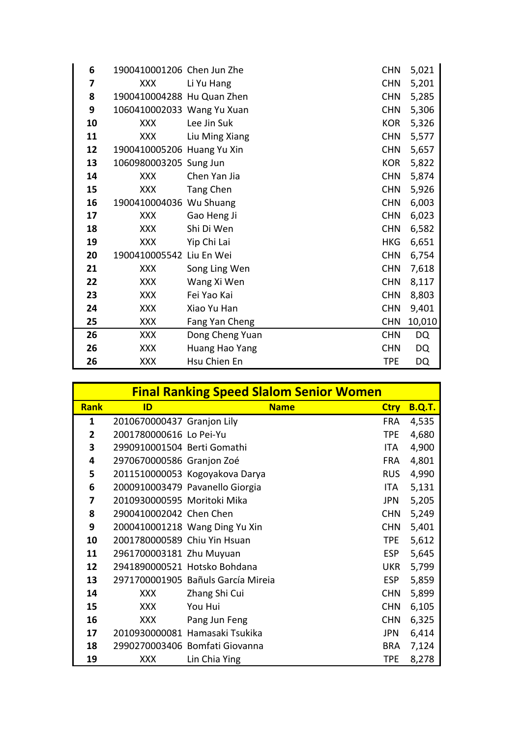| | | | | |
|---|---|---|---|---|
| 6 | 1900410001206 | Chen Jun Zhe | CHN | 5,021 |
| 7 | XXX | Li Yu Hang | CHN | 5,201 |
| 8 | 1900410004288 | Hu Quan Zhen | CHN | 5,285 |
| 9 | 1060410002033 | Wang Yu Xuan | CHN | 5,306 |
| 10 | XXX | Lee Jin Suk | KOR | 5,326 |
| 11 | XXX | Liu Ming Xiang | CHN | 5,577 |
| 12 | 1900410005206 | Huang Yu Xin | CHN | 5,657 |
| 13 | 1060980003205 | Sung Jun | KOR | 5,822 |
| 14 | XXX | Chen Yan Jia | CHN | 5,874 |
| 15 | XXX | Tang Chen | CHN | 5,926 |
| 16 | 1900410004036 | Wu Shuang | CHN | 6,003 |
| 17 | XXX | Gao Heng Ji | CHN | 6,023 |
| 18 | XXX | Shi Di Wen | CHN | 6,582 |
| 19 | XXX | Yip Chi Lai | HKG | 6,651 |
| 20 | 1900410005542 | Liu En Wei | CHN | 6,754 |
| 21 | XXX | Song Ling Wen | CHN | 7,618 |
| 22 | XXX | Wang Xi Wen | CHN | 8,117 |
| 23 | XXX | Fei Yao Kai | CHN | 8,803 |
| 24 | XXX | Xiao Yu Han | CHN | 9,401 |
| 25 | XXX | Fang Yan Cheng | CHN | 10,010 |
| 26 | XXX | Dong Cheng Yuan | CHN | DQ |
| 26 | XXX | Huang Hao Yang | CHN | DQ |
| 26 | XXX | Hsu Chien En | TPE | DQ |

## Final Ranking Speed Slalom Senior Women

| Rank | ID | Name | Ctry | B.Q.T. |
|---|---|---|---|---|
| 1 | 2010670000437 | Granjon Lily | FRA | 4,535 |
| 2 | 2001780000616 | Lo Pei-Yu | TPE | 4,680 |
| 3 | 2990910001504 | Berti Gomathi | ITA | 4,900 |
| 4 | 2970670000586 | Granjon Zoé | FRA | 4,801 |
| 5 | 2011510000053 | Kogoyakova Darya | RUS | 4,990 |
| 6 | 2000910003479 | Pavanello Giorgia | ITA | 5,131 |
| 7 | 2010930000595 | Moritoki Mika | JPN | 5,205 |
| 8 | 2900410002042 | Chen Chen | CHN | 5,249 |
| 9 | 2000410001218 | Wang Ding Yu Xin | CHN | 5,401 |
| 10 | 2001780000589 | Chiu Yin Hsuan | TPE | 5,612 |
| 11 | 2961700003181 | Zhu Muyuan | ESP | 5,645 |
| 12 | 2941890000521 | Hotsko Bohdana | UKR | 5,799 |
| 13 | 2971700001905 | Bañuls García Mireia | ESP | 5,859 |
| 14 | XXX | Zhang Shi Cui | CHN | 5,899 |
| 15 | XXX | You Hui | CHN | 6,105 |
| 16 | XXX | Pang Jun Feng | CHN | 6,325 |
| 17 | 2010930000081 | Hamasaki Tsukika | JPN | 6,414 |
| 18 | 2990270003406 | Bomfati Giovanna | BRA | 7,124 |
| 19 | XXX | Lin Chia Ying | TPE | 8,278 |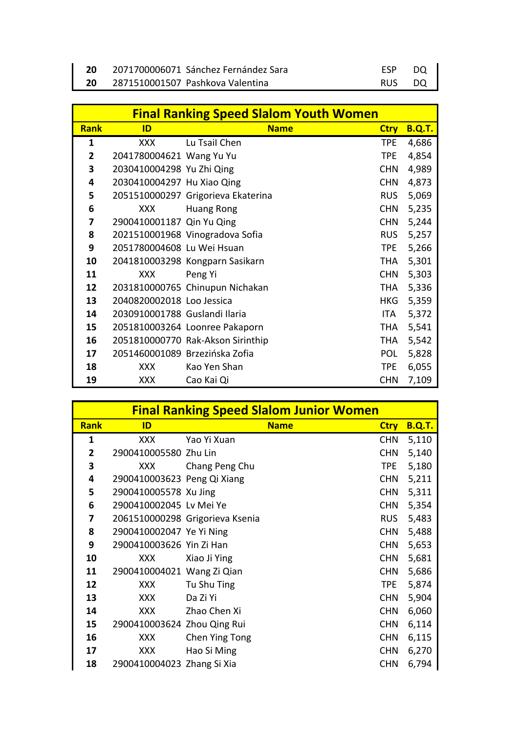| | | | | |
|---|---|---|---|---|
| **20** | 2071700006071 | Sánchez Fernández Sara | ESP | DQ |
| **20** | 2871510001507 | Pashkova Valentina | RUS | DQ |

## Final Ranking Speed Slalom Youth Women

| Rank | ID | Name | Ctry | B.Q.T. |
|---|---|---|---|---|
| **1** | XXX | Lu Tsail Chen | TPE | 4,686 |
| **2** | 2041780004621 | Wang Yu Yu | TPE | 4,854 |
| **3** | 2030410004298 | Yu Zhi Qing | CHN | 4,989 |
| **4** | 2030410004297 | Hu Xiao Qing | CHN | 4,873 |
| **5** | 2051510000297 | Grigorieva Ekaterina | RUS | 5,069 |
| **6** | XXX | Huang Rong | CHN | 5,235 |
| **7** | 2900410001187 | Qin Yu Qing | CHN | 5,244 |
| **8** | 2021510001968 | Vinogradova Sofia | RUS | 5,257 |
| **9** | 2051780004608 | Lu Wei Hsuan | TPE | 5,266 |
| **10** | 2041810003298 | Kongparn Sasikarn | THA | 5,301 |
| **11** | XXX | Peng Yi | CHN | 5,303 |
| **12** | 2031810000765 | Chinupun Nichakan | THA | 5,336 |
| **13** | 2040820002018 | Loo Jessica | HKG | 5,359 |
| **14** | 2030910001788 | Guslandi Ilaria | ITA | 5,372 |
| **15** | 2051810003264 | Loonree Pakaporn | THA | 5,541 |
| **16** | 2051810000770 | Rak-Akson Sirinthip | THA | 5,542 |
| **17** | 2051460001089 | Brzezińska Zofia | POL | 5,828 |
| **18** | XXX | Kao Yen Shan | TPE | 6,055 |
| **19** | XXX | Cao Kai Qi | CHN | 7,109 |

## Final Ranking Speed Slalom Junior Women

| Rank | ID | Name | Ctry | B.Q.T. |
|---|---|---|---|---|
| **1** | XXX | Yao Yi Xuan | CHN | 5,110 |
| **2** | 2900410005580 | Zhu Lin | CHN | 5,140 |
| **3** | XXX | Chang Peng Chu | TPE | 5,180 |
| **4** | 2900410003623 | Peng Qi Xiang | CHN | 5,211 |
| **5** | 2900410005578 | Xu Jing | CHN | 5,311 |
| **6** | 2900410002045 | Lv Mei Ye | CHN | 5,354 |
| **7** | 2061510000298 | Grigorieva Ksenia | RUS | 5,483 |
| **8** | 2900410002047 | Ye Yi Ning | CHN | 5,488 |
| **9** | 2900410003626 | Yin Zi Han | CHN | 5,653 |
| **10** | XXX | Xiao Ji Ying | CHN | 5,681 |
| **11** | 2900410004021 | Wang Zi Qian | CHN | 5,686 |
| **12** | XXX | Tu Shu Ting | TPE | 5,874 |
| **13** | XXX | Da Zi Yi | CHN | 5,904 |
| **14** | XXX | Zhao Chen Xi | CHN | 6,060 |
| **15** | 2900410003624 | Zhou Qing Rui | CHN | 6,114 |
| **16** | XXX | Chen Ying Tong | CHN | 6,115 |
| **17** | XXX | Hao Si Ming | CHN | 6,270 |
| **18** | 2900410004023 | Zhang Si Xia | CHN | 6,794 |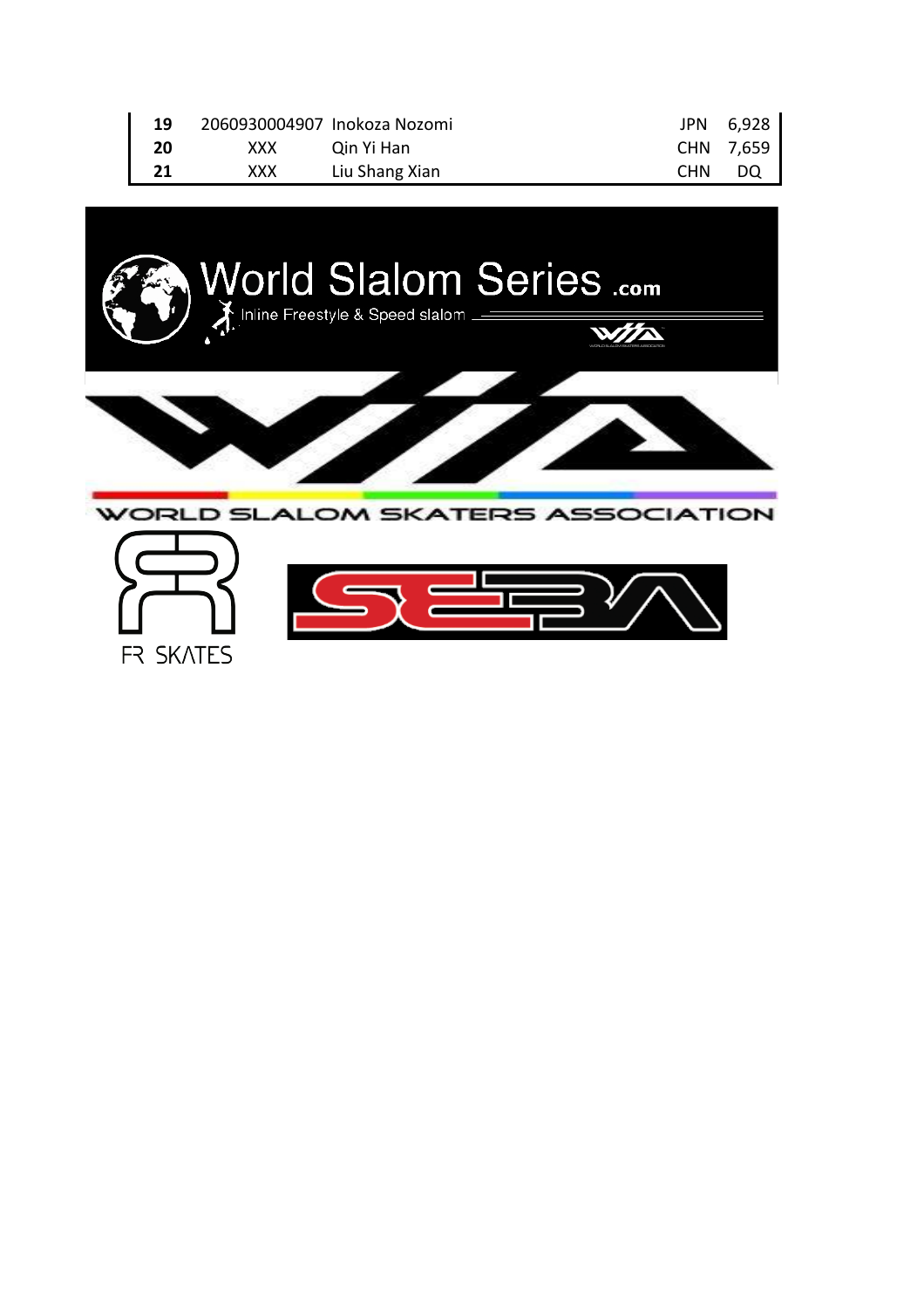| | | | | |
|---|---|---|---|---|
| 19 | 2060930004907 | Inokoza Nozomi | JPN | 6,928 |
| 20 | XXX | Qin Yi Han | CHN | 7,659 |
| 21 | XXX | Liu Shang Xian | CHN | DQ |

World Slalom Series .com

Inline Freestyle & Speed slalom

WORLD SLALOM SKATERS ASSOCIATION

FR SKATES

SEBA